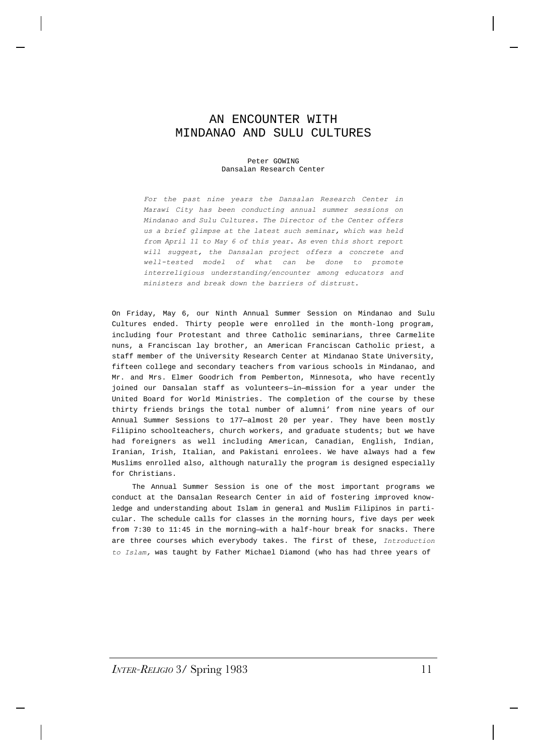# AN ENCOUNTER WITH MINDANAO AND SULU CULTURES

Peter GOWING
Dansalan Research Center

*For the past nine years the Dansalan Research Center in Marawi City has been conducting annual summer sessions on Mindanao and Sulu Cultures. The Director of the Center offers us a brief glimpse at the latest such seminar, which was held from April 11 to May 6 of this year. As even this short report will suggest, the Dansalan project offers a concrete and well-tested model of what can be done to promote interreligious understanding/encounter among educators and ministers and break down the barriers of distrust.*

On Friday, May 6, our Ninth Annual Summer Session on Mindanao and Sulu Cultures ended. Thirty people were enrolled in the month-long program, including four Protestant and three Catholic seminarians, three Carmelite nuns, a Franciscan lay brother, an American Franciscan Catholic priest, a staff member of the University Research Center at Mindanao State University, fifteen college and secondary teachers from various schools in Mindanao, and Mr. and Mrs. Elmer Goodrich from Pemberton, Minnesota, who have recently joined our Dansalan staff as volunteers—in—mission for a year under the United Board for World Ministries. The completion of the course by these thirty friends brings the total number of alumni' from nine years of our Annual Summer Sessions to 177—almost 20 per year. They have been mostly Filipino schoolteachers, church workers, and graduate students; but we have had foreigners as well including American, Canadian, English, Indian, Iranian, Irish, Italian, and Pakistani enrolees. We have always had a few Muslims enrolled also, although naturally the program is designed especially for Christians.

The Annual Summer Session is one of the most important programs we conduct at the Dansalan Research Center in aid of fostering improved knowledge and understanding about Islam in general and Muslim Filipinos in particular. The schedule calls for classes in the morning hours, five days per week from 7:30 to 11:45 in the morning—with a half-hour break for snacks. There are three courses which everybody takes. The first of these, *Introduction to Islam,* was taught by Father Michael Diamond (who has had three years of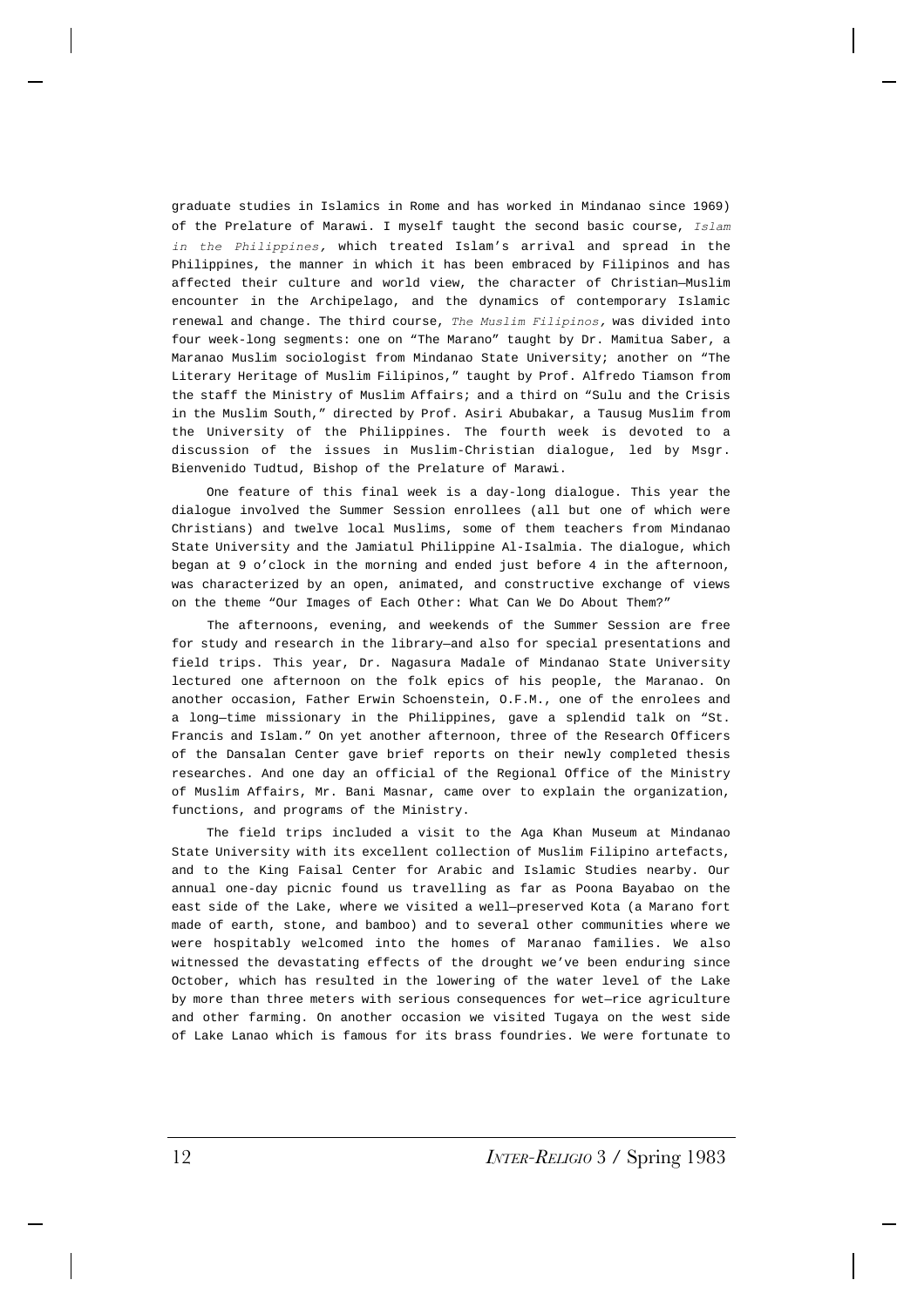graduate studies in Islamics in Rome and has worked in Mindanao since 1969) of the Prelature of Marawi. I myself taught the second basic course, *Islam in the Philippines,* which treated Islam's arrival and spread in the Philippines, the manner in which it has been embraced by Filipinos and has affected their culture and world view, the character of Christian—Muslim encounter in the Archipelago, and the dynamics of contemporary Islamic renewal and change. The third course, *The Muslim Filipinos,* was divided into four week-long segments: one on "The Marano" taught by Dr. Mamitua Saber, a Maranao Muslim sociologist from Mindanao State University; another on "The Literary Heritage of Muslim Filipinos," taught by Prof. Alfredo Tiamson from the staff the Ministry of Muslim Affairs; and a third on "Sulu and the Crisis in the Muslim South," directed by Prof. Asiri Abubakar, a Tausug Muslim from the University of the Philippines. The fourth week is devoted to a discussion of the issues in Muslim-Christian dialogue, led by Msgr. Bienvenido Tudtud, Bishop of the Prelature of Marawi.

One feature of this final week is a day-long dialogue. This year the dialogue involved the Summer Session enrollees (all but one of which were Christians) and twelve local Muslims, some of them teachers from Mindanao State University and the Jamiatul Philippine Al-Isalmia. The dialogue, which began at 9 o'clock in the morning and ended just before 4 in the afternoon, was characterized by an open, animated, and constructive exchange of views on the theme "Our Images of Each Other: What Can We Do About Them?"

The afternoons, evening, and weekends of the Summer Session are free for study and research in the library—and also for special presentations and field trips. This year, Dr. Nagasura Madale of Mindanao State University lectured one afternoon on the folk epics of his people, the Maranao. On another occasion, Father Erwin Schoenstein, O.F.M., one of the enrolees and a long—time missionary in the Philippines, gave a splendid talk on "St. Francis and Islam." On yet another afternoon, three of the Research Officers of the Dansalan Center gave brief reports on their newly completed thesis researches. And one day an official of the Regional Office of the Ministry of Muslim Affairs, Mr. Bani Masnar, came over to explain the organization, functions, and programs of the Ministry.

The field trips included a visit to the Aga Khan Museum at Mindanao State University with its excellent collection of Muslim Filipino artefacts, and to the King Faisal Center for Arabic and Islamic Studies nearby. Our annual one-day picnic found us travelling as far as Poona Bayabao on the east side of the Lake, where we visited a well—preserved Kota (a Marano fort made of earth, stone, and bamboo) and to several other communities where we were hospitably welcomed into the homes of Maranao families. We also witnessed the devastating effects of the drought we've been enduring since October, which has resulted in the lowering of the water level of the Lake by more than three meters with serious consequences for wet—rice agriculture and other farming. On another occasion we visited Tugaya on the west side of Lake Lanao which is famous for its brass foundries. We were fortunate to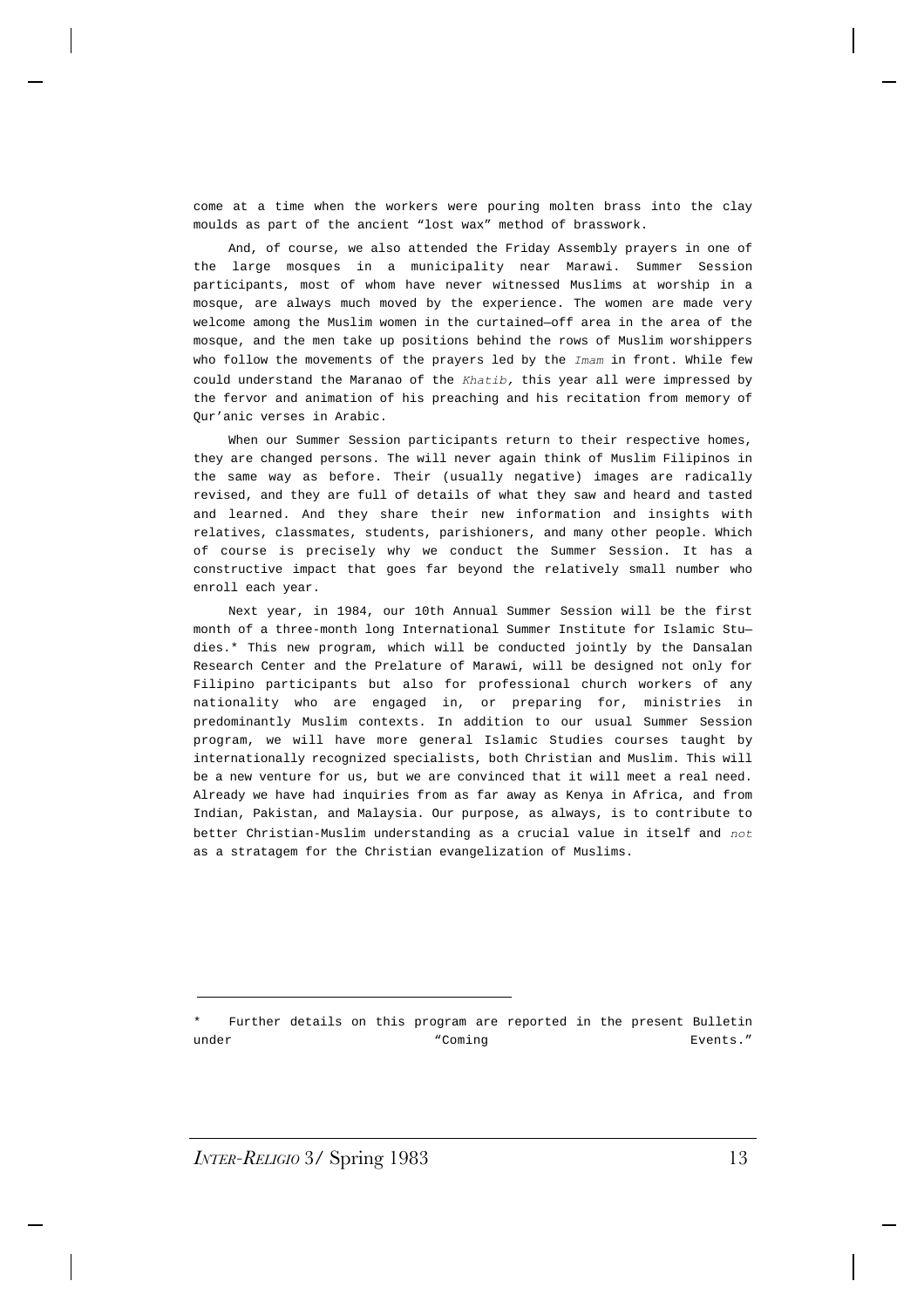come at a time when the workers were pouring molten brass into the clay moulds as part of the ancient “lost wax” method of brasswork.

And, of course, we also attended the Friday Assembly prayers in one of the large mosques in a municipality near Marawi. Summer Session participants, most of whom have never witnessed Muslims at worship in a mosque, are always much moved by the experience. The women are made very welcome among the Muslim women in the curtained—off area in the area of the mosque, and the men take up positions behind the rows of Muslim worshippers who follow the movements of the prayers led by the *Imam* in front. While few could understand the Maranao of the *Khatib,* this year all were impressed by the fervor and animation of his preaching and his recitation from memory of Qur’anic verses in Arabic.

When our Summer Session participants return to their respective homes, they are changed persons. The will never again think of Muslim Filipinos in the same way as before. Their (usually negative) images are radically revised, and they are full of details of what they saw and heard and tasted and learned. And they share their new information and insights with relatives, classmates, students, parishioners, and many other people. Which of course is precisely why we conduct the Summer Session. It has a constructive impact that goes far beyond the relatively small number who enroll each year.

Next year, in 1984, our 10th Annual Summer Session will be the first month of a three-month long International Summer Institute for Islamic Studies.* This new program, which will be conducted jointly by the Dansalan Research Center and the Prelature of Marawi, will be designed not only for Filipino participants but also for professional church workers of any nationality who are engaged in, or preparing for, ministries in predominantly Muslim contexts. In addition to our usual Summer Session program, we will have more general Islamic Studies courses taught by internationally recognized specialists, both Christian and Muslim. This will be a new venture for us, but we are convinced that it will meet a real need. Already we have had inquiries from as far away as Kenya in Africa, and from Indian, Pakistan, and Malaysia. Our purpose, as always, is to contribute to better Christian-Muslim understanding as a crucial value in itself and *not* as a stratagem for the Christian evangelization of Muslims.

---

\* Further details on this program are reported in the present Bulletin under “Coming Events.”